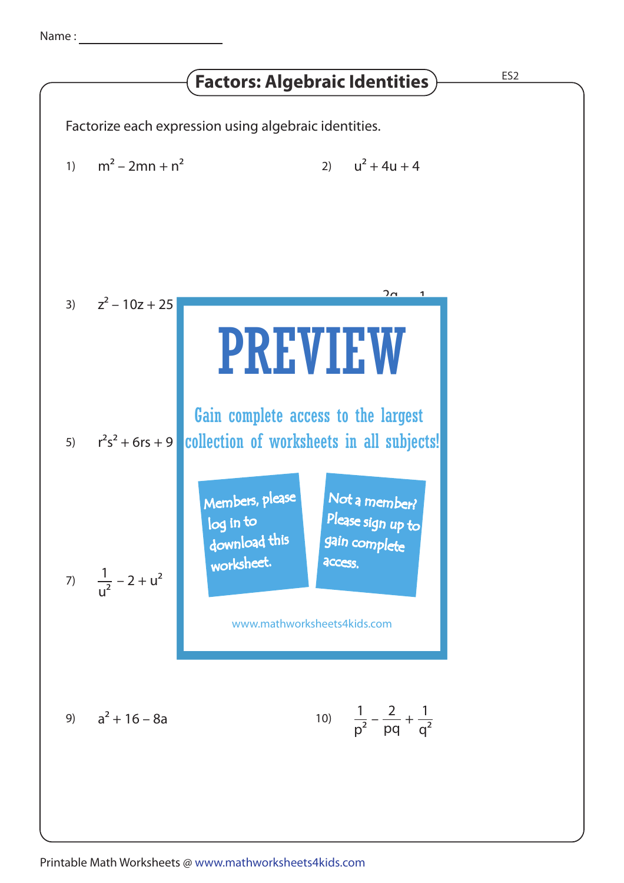Name : ____________________

# Factors: Algebraic Identities

ES2

Factorize each expression using algebraic identities.

1) $m^2 - 2mn + n^2$

2) $u^2 + 4u + 4$

3) $z^2 - 10z + 25$

5) $r^2s^2 + 6rs + 9$

7) $\frac{1}{u^2} - 2 + u^2$

PREVIEW

Gain complete access to the largest collection of worksheets in all subjects!

Members, please log in to download this worksheet.

Not a member? Please sign up to gain complete access.

www.mathworksheets4kids.com

9) $a^2 + 16 - 8a$

10) $\frac{1}{p^2} - \frac{2}{pq} + \frac{1}{q^2}$

Printable Math Worksheets @ www.mathworksheets4kids.com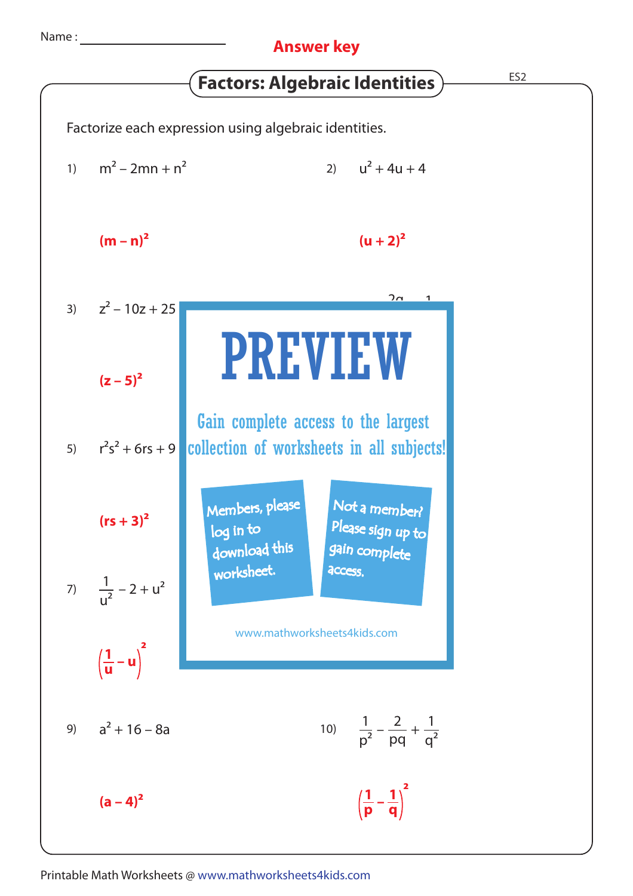Name : ____________________

**Answer key**

# Factors: Algebraic Identities

ES2

Factorize each expression using algebraic identities.

1) $m^2 - 2mn + n^2$

**$(m - n)^2$**

2) $u^2 + 4u + 4$

**$(u + 2)^2$**

3) $z^2 - 10z + 25$

**$(z - 5)^2$**

5) $r^2s^2 + 6rs + 9$

**$(rs + 3)^2$**

7) $\frac{1}{u^2} - 2 + u^2$

**$\left(\frac{1}{u} - u\right)^2$**

9) $a^2 + 16 - 8a$

**$(a - 4)^2$**

10) $\frac{1}{p^2} - \frac{2}{pq} + \frac{1}{q^2}$

**$\left(\frac{1}{p} - \frac{1}{q}\right)^2$**

**PREVIEW**

Gain complete access to the largest collection of worksheets in all subjects!

Members, please log in to download this worksheet.

Not a member? Please sign up to gain complete access.

www.mathworksheets4kids.com

Printable Math Worksheets @ www.mathworksheets4kids.com